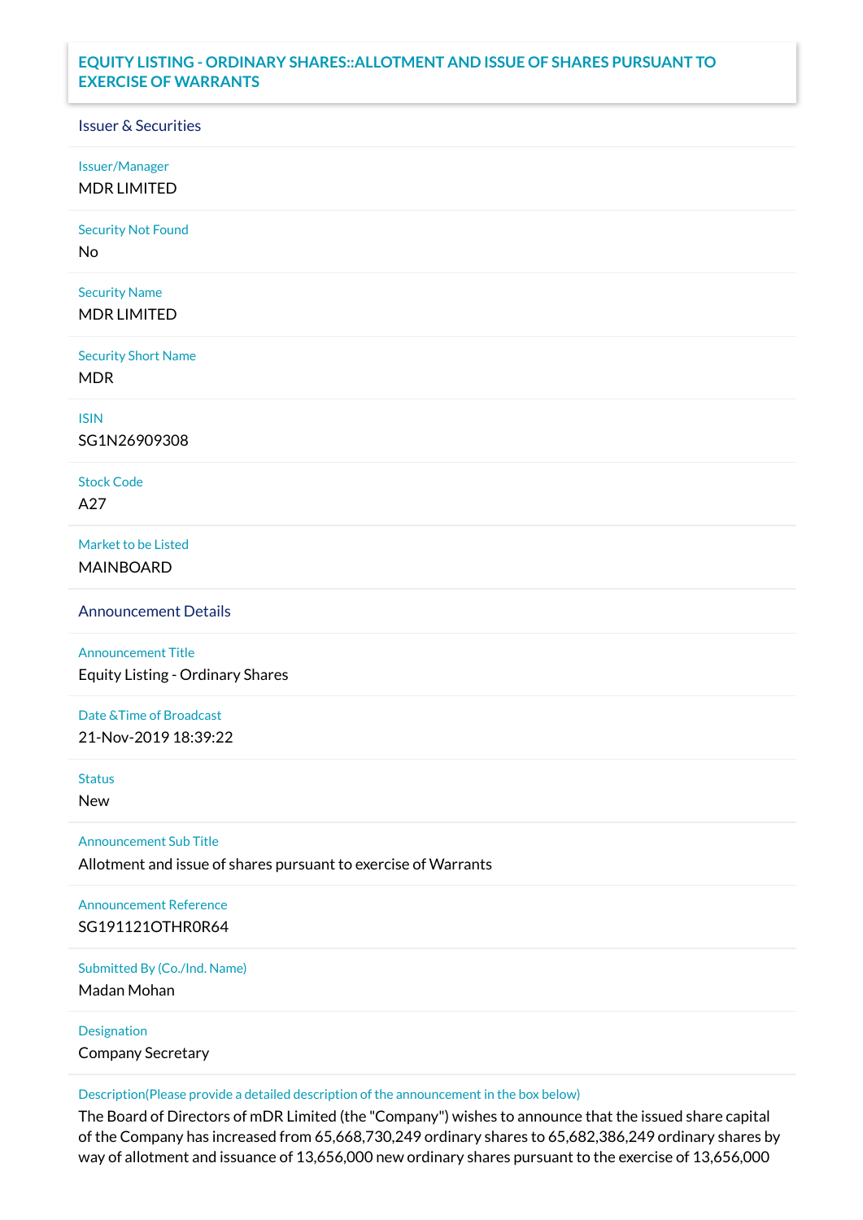# EQUITY LISTING - ORDINARY SHARES::ALLOTMENT AND ISSUE OF SHARES PURSUANT TO EXERCISE OF WARRANTS

## Issuer & Securities

**Issuer/Manager**
MDR LIMITED

**Security Not Found**
No

**Security Name**
MDR LIMITED

**Security Short Name**
MDR

**ISIN**
SG1N26909308

**Stock Code**
A27

**Market to be Listed**
MAINBOARD

## Announcement Details

**Announcement Title**
Equity Listing - Ordinary Shares

**Date &Time of Broadcast**
21-Nov-2019 18:39:22

**Status**
New

**Announcement Sub Title**
Allotment and issue of shares pursuant to exercise of Warrants

**Announcement Reference**
SG191121OTHR0R64

**Submitted By (Co./Ind. Name)**
Madan Mohan

**Designation**
Company Secretary

**Description(Please provide a detailed description of the announcement in the box below)**
The Board of Directors of mDR Limited (the "Company") wishes to announce that the issued share capital of the Company has increased from 65,668,730,249 ordinary shares to 65,682,386,249 ordinary shares by way of allotment and issuance of 13,656,000 new ordinary shares pursuant to the exercise of 13,656,000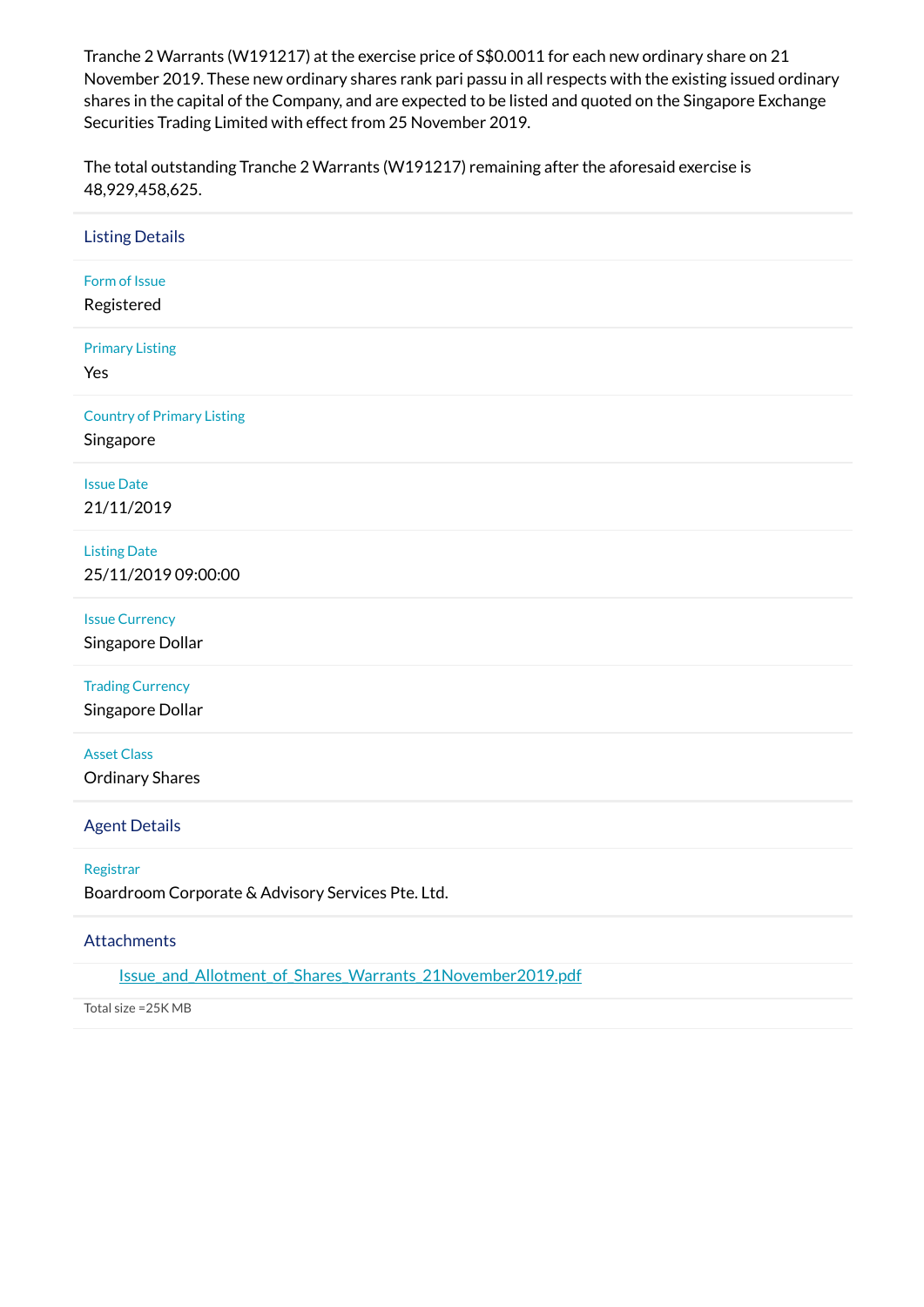Tranche 2 Warrants (W191217) at the exercise price of S$0.0011 for each new ordinary share on 21 November 2019. These new ordinary shares rank pari passu in all respects with the existing issued ordinary shares in the capital of the Company, and are expected to be listed and quoted on the Singapore Exchange Securities Trading Limited with effect from 25 November 2019.

The total outstanding Tranche 2 Warrants (W191217) remaining after the aforesaid exercise is 48,929,458,625.

## Listing Details

Form of Issue
Registered

Primary Listing
Yes

Country of Primary Listing
Singapore

Issue Date
21/11/2019

Listing Date
25/11/2019 09:00:00

Issue Currency
Singapore Dollar

Trading Currency
Singapore Dollar

Asset Class
Ordinary Shares

## Agent Details

Registrar
Boardroom Corporate & Advisory Services Pte. Ltd.

## Attachments

Issue_and_Allotment_of_Shares_Warrants_21November2019.pdf

Total size =25K MB